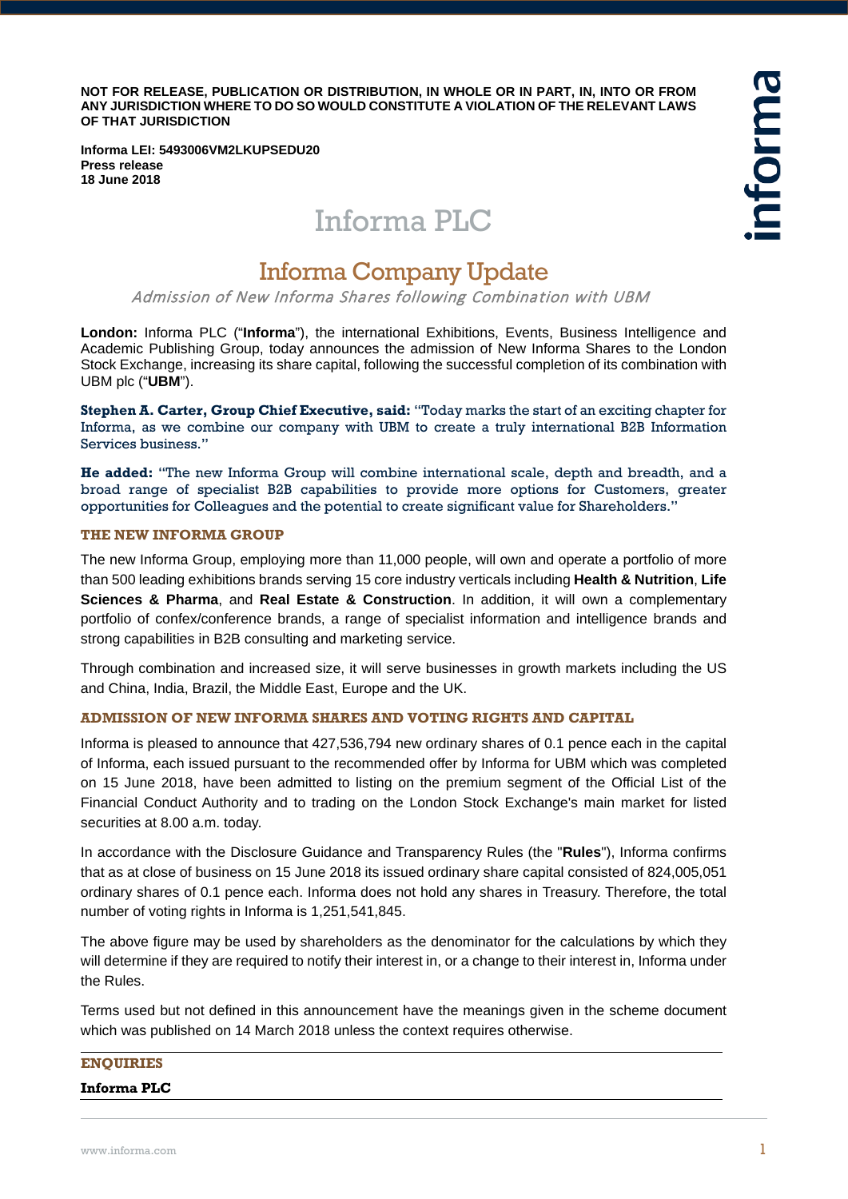**NOT FOR RELEASE, PUBLICATION OR DISTRIBUTION, IN WHOLE OR IN PART, IN, INTO OR FROM ANY JURISDICTION WHERE TO DO SO WOULD CONSTITUTE A VIOLATION OF THE RELEVANT LAWS OF THAT JURISDICTION**

**Informa LEI: 5493006VM2LKUPSEDU20**
**Press release**
**18 June 2018**

# Informa PLC

## Informa Company Update

*Admission of New Informa Shares following Combination with UBM*

**London:** Informa PLC ("**Informa**"), the international Exhibitions, Events, Business Intelligence and Academic Publishing Group, today announces the admission of New Informa Shares to the London Stock Exchange, increasing its share capital, following the successful completion of its combination with UBM plc ("**UBM**").

**Stephen A. Carter, Group Chief Executive, said:** "Today marks the start of an exciting chapter for Informa, as we combine our company with UBM to create a truly international B2B Information Services business."

**He added:** "The new Informa Group will combine international scale, depth and breadth, and a broad range of specialist B2B capabilities to provide more options for Customers, greater opportunities for Colleagues and the potential to create significant value for Shareholders."

### THE NEW INFORMA GROUP

The new Informa Group, employing more than 11,000 people, will own and operate a portfolio of more than 500 leading exhibitions brands serving 15 core industry verticals including **Health & Nutrition**, **Life Sciences & Pharma**, and **Real Estate & Construction**. In addition, it will own a complementary portfolio of confex/conference brands, a range of specialist information and intelligence brands and strong capabilities in B2B consulting and marketing service.

Through combination and increased size, it will serve businesses in growth markets including the US and China, India, Brazil, the Middle East, Europe and the UK.

### ADMISSION OF NEW INFORMA SHARES AND VOTING RIGHTS AND CAPITAL

Informa is pleased to announce that 427,536,794 new ordinary shares of 0.1 pence each in the capital of Informa, each issued pursuant to the recommended offer by Informa for UBM which was completed on 15 June 2018, have been admitted to listing on the premium segment of the Official List of the Financial Conduct Authority and to trading on the London Stock Exchange's main market for listed securities at 8.00 a.m. today.

In accordance with the Disclosure Guidance and Transparency Rules (the "**Rules**"), Informa confirms that as at close of business on 15 June 2018 its issued ordinary share capital consisted of 824,005,051 ordinary shares of 0.1 pence each. Informa does not hold any shares in Treasury. Therefore, the total number of voting rights in Informa is 1,251,541,845.

The above figure may be used by shareholders as the denominator for the calculations by which they will determine if they are required to notify their interest in, or a change to their interest in, Informa under the Rules.

Terms used but not defined in this announcement have the meanings given in the scheme document which was published on 14 March 2018 unless the context requires otherwise.

### ENQUIRIES

**Informa PLC**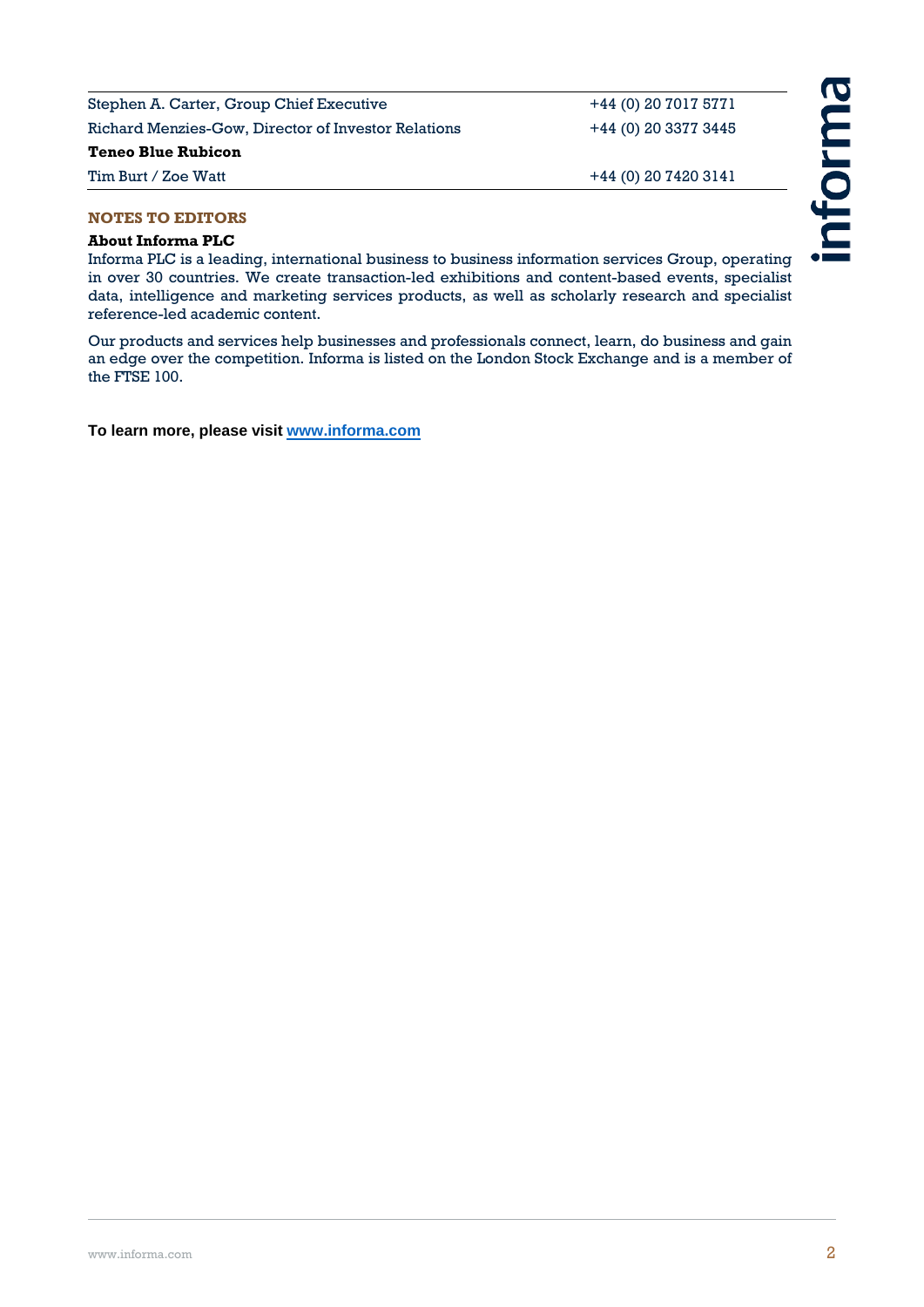| | |
|---|---|
| Stephen A. Carter, Group Chief Executive | +44 (0) 20 7017 5771 |
| Richard Menzies-Gow, Director of Investor Relations | +44 (0) 20 3377 3445 |
| **Teneo Blue Rubicon** | |
| Tim Burt / Zoe Watt | +44 (0) 20 7420 3141 |

## NOTES TO EDITORS

**About Informa PLC**

Informa PLC is a leading, international business to business information services Group, operating in over 30 countries. We create transaction-led exhibitions and content-based events, specialist data, intelligence and marketing services products, as well as scholarly research and specialist reference-led academic content.

Our products and services help businesses and professionals connect, learn, do business and gain an edge over the competition. Informa is listed on the London Stock Exchange and is a member of the FTSE 100.

**To learn more, please visit [www.informa.com](http://www.informa.com)**